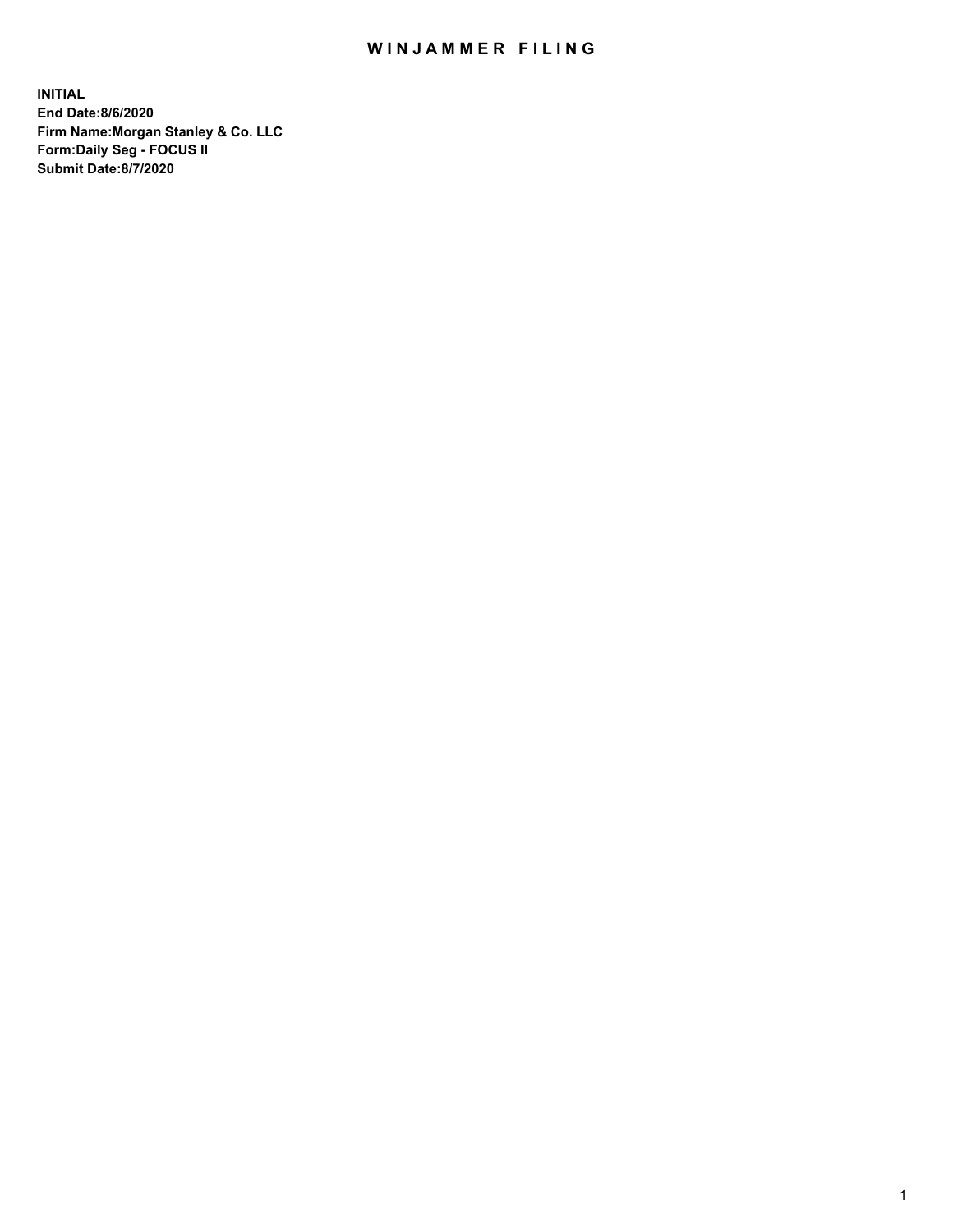# WINJAMMER FILING

**INITIAL**
**End Date:8/6/2020**
**Firm Name:Morgan Stanley & Co. LLC**
**Form:Daily Seg - FOCUS II**
**Submit Date:8/7/2020**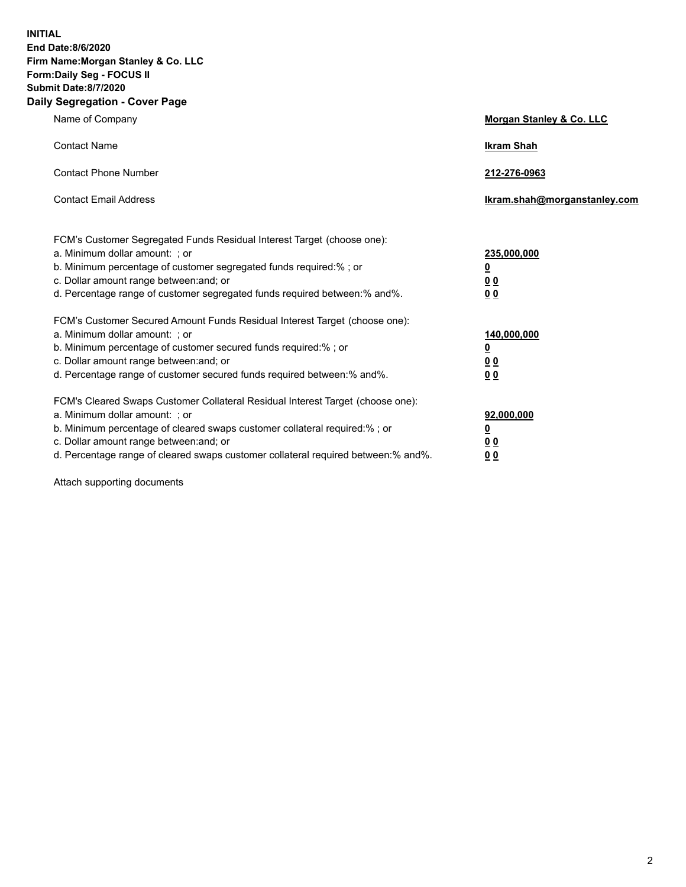**INITIAL**
**End Date:8/6/2020**
**Firm Name:Morgan Stanley & Co. LLC**
**Form:Daily Seg - FOCUS II**
**Submit Date:8/7/2020**

## Daily Segregation - Cover Page

| | |
|---|---|
| Name of Company | **Morgan Stanley & Co. LLC** |
| Contact Name | **Ikram Shah** |
| Contact Phone Number | **212-276-0963** |
| Contact Email Address | **Ikram.shah@morganstanley.com** |

| | |
|---|---|
| FCM's Customer Segregated Funds Residual Interest Target (choose one): | |
| a. Minimum dollar amount: ; or | **235,000,000** |
| b. Minimum percentage of customer segregated funds required:% ; or | **0** |
| c. Dollar amount range between:and; or | **0 0** |
| d. Percentage range of customer segregated funds required between:% and%. | **0 0** |
| FCM's Customer Secured Amount Funds Residual Interest Target (choose one): | |
| a. Minimum dollar amount: ; or | **140,000,000** |
| b. Minimum percentage of customer secured funds required:% ; or | **0** |
| c. Dollar amount range between:and; or | **0 0** |
| d. Percentage range of customer secured funds required between:% and%. | **0 0** |
| FCM's Cleared Swaps Customer Collateral Residual Interest Target (choose one): | |
| a. Minimum dollar amount: ; or | **92,000,000** |
| b. Minimum percentage of cleared swaps customer collateral required:% ; or | **0** |
| c. Dollar amount range between:and; or | **0 0** |
| d. Percentage range of cleared swaps customer collateral required between:% and%. | **0 0** |

Attach supporting documents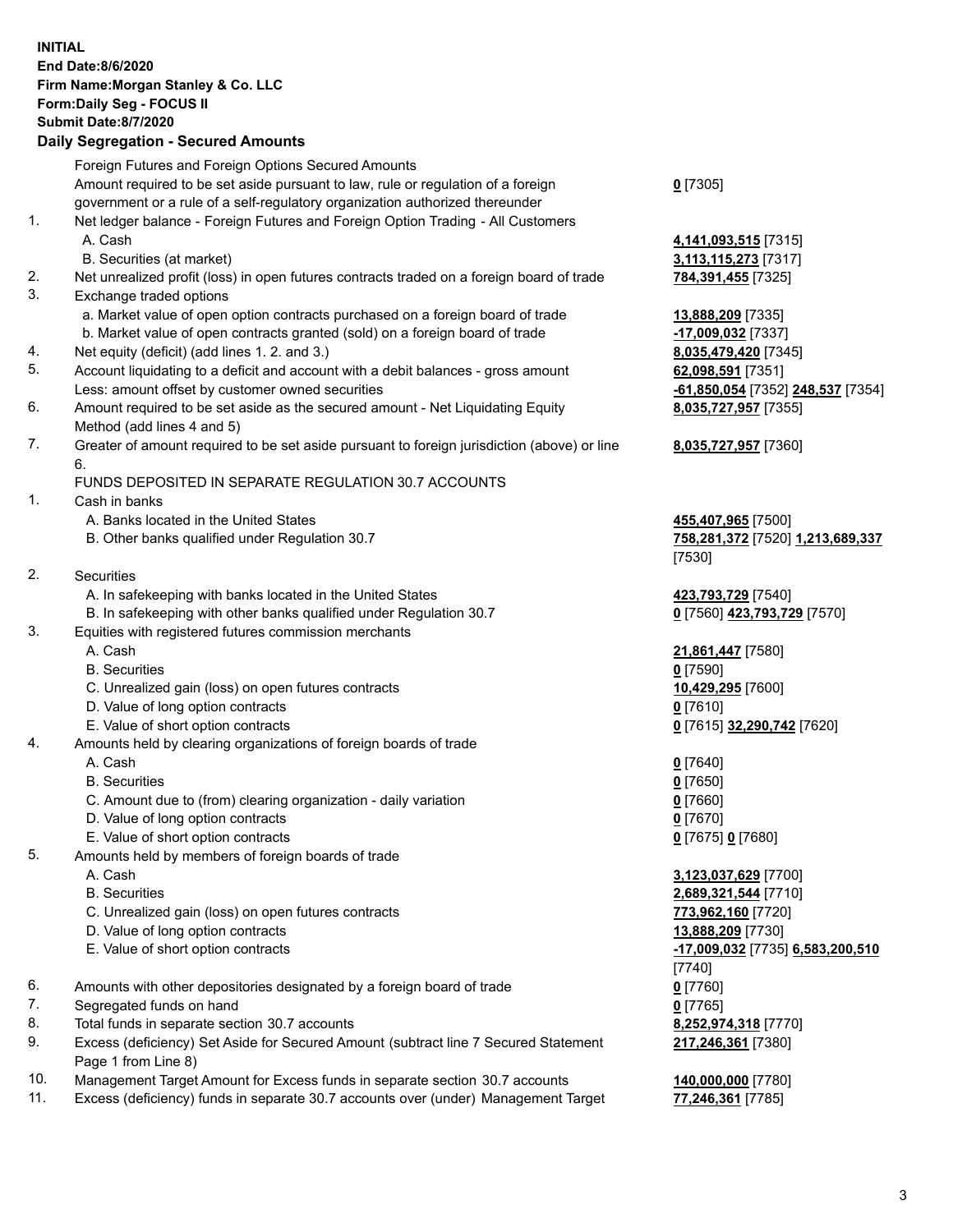**INITIAL**
**End Date:8/6/2020**
**Firm Name:Morgan Stanley & Co. LLC**
**Form:Daily Seg - FOCUS II**
**Submit Date:8/7/2020**

## Daily Segregation - Secured Amounts

| | | |
|---|---|---|
| | Foreign Futures and Foreign Options Secured Amounts | |
| | Amount required to be set aside pursuant to law, rule or regulation of a foreign government or a rule of a self-regulatory organization authorized thereunder | **0** [7305] |
| 1. | Net ledger balance - Foreign Futures and Foreign Option Trading - All Customers | |
| | A. Cash | **4,141,093,515** [7315] |
| | B. Securities (at market) | **3,113,115,273** [7317] |
| 2. | Net unrealized profit (loss) in open futures contracts traded on a foreign board of trade | **784,391,455** [7325] |
| 3. | Exchange traded options | |
| | a. Market value of open option contracts purchased on a foreign board of trade | **13,888,209** [7335] |
| | b. Market value of open contracts granted (sold) on a foreign board of trade | **-17,009,032** [7337] |
| 4. | Net equity (deficit) (add lines 1. 2. and 3.) | **8,035,479,420** [7345] |
| 5. | Account liquidating to a deficit and account with a debit balances - gross amount | **62,098,591** [7351] |
| | Less: amount offset by customer owned securities | **-61,850,054** [7352] **248,537** [7354] |
| 6. | Amount required to be set aside as the secured amount - Net Liquidating Equity Method (add lines 4 and 5) | **8,035,727,957** [7355] |
| 7. | Greater of amount required to be set aside pursuant to foreign jurisdiction (above) or line 6. | **8,035,727,957** [7360] |
| | FUNDS DEPOSITED IN SEPARATE REGULATION 30.7 ACCOUNTS | |
| 1. | Cash in banks | |
| | A. Banks located in the United States | **455,407,965** [7500] |
| | B. Other banks qualified under Regulation 30.7 | **758,281,372** [7520] **1,213,689,337** [7530] |
| 2. | Securities | |
| | A. In safekeeping with banks located in the United States | **423,793,729** [7540] |
| | B. In safekeeping with other banks qualified under Regulation 30.7 | **0** [7560] **423,793,729** [7570] |
| 3. | Equities with registered futures commission merchants | |
| | A. Cash | **21,861,447** [7580] |
| | B. Securities | **0** [7590] |
| | C. Unrealized gain (loss) on open futures contracts | **10,429,295** [7600] |
| | D. Value of long option contracts | **0** [7610] |
| | E. Value of short option contracts | **0** [7615] **32,290,742** [7620] |
| 4. | Amounts held by clearing organizations of foreign boards of trade | |
| | A. Cash | **0** [7640] |
| | B. Securities | **0** [7650] |
| | C. Amount due to (from) clearing organization - daily variation | **0** [7660] |
| | D. Value of long option contracts | **0** [7670] |
| | E. Value of short option contracts | **0** [7675] **0** [7680] |
| 5. | Amounts held by members of foreign boards of trade | |
| | A. Cash | **3,123,037,629** [7700] |
| | B. Securities | **2,689,321,544** [7710] |
| | C. Unrealized gain (loss) on open futures contracts | **773,962,160** [7720] |
| | D. Value of long option contracts | **13,888,209** [7730] |
| | E. Value of short option contracts | **-17,009,032** [7735] **6,583,200,510** [7740] |
| 6. | Amounts with other depositories designated by a foreign board of trade | **0** [7760] |
| 7. | Segregated funds on hand | **0** [7765] |
| 8. | Total funds in separate section 30.7 accounts | **8,252,974,318** [7770] |
| 9. | Excess (deficiency) Set Aside for Secured Amount (subtract line 7 Secured Statement Page 1 from Line 8) | **217,246,361** [7380] |
| 10. | Management Target Amount for Excess funds in separate section 30.7 accounts | **140,000,000** [7780] |
| 11. | Excess (deficiency) funds in separate 30.7 accounts over (under) Management Target | **77,246,361** [7785] |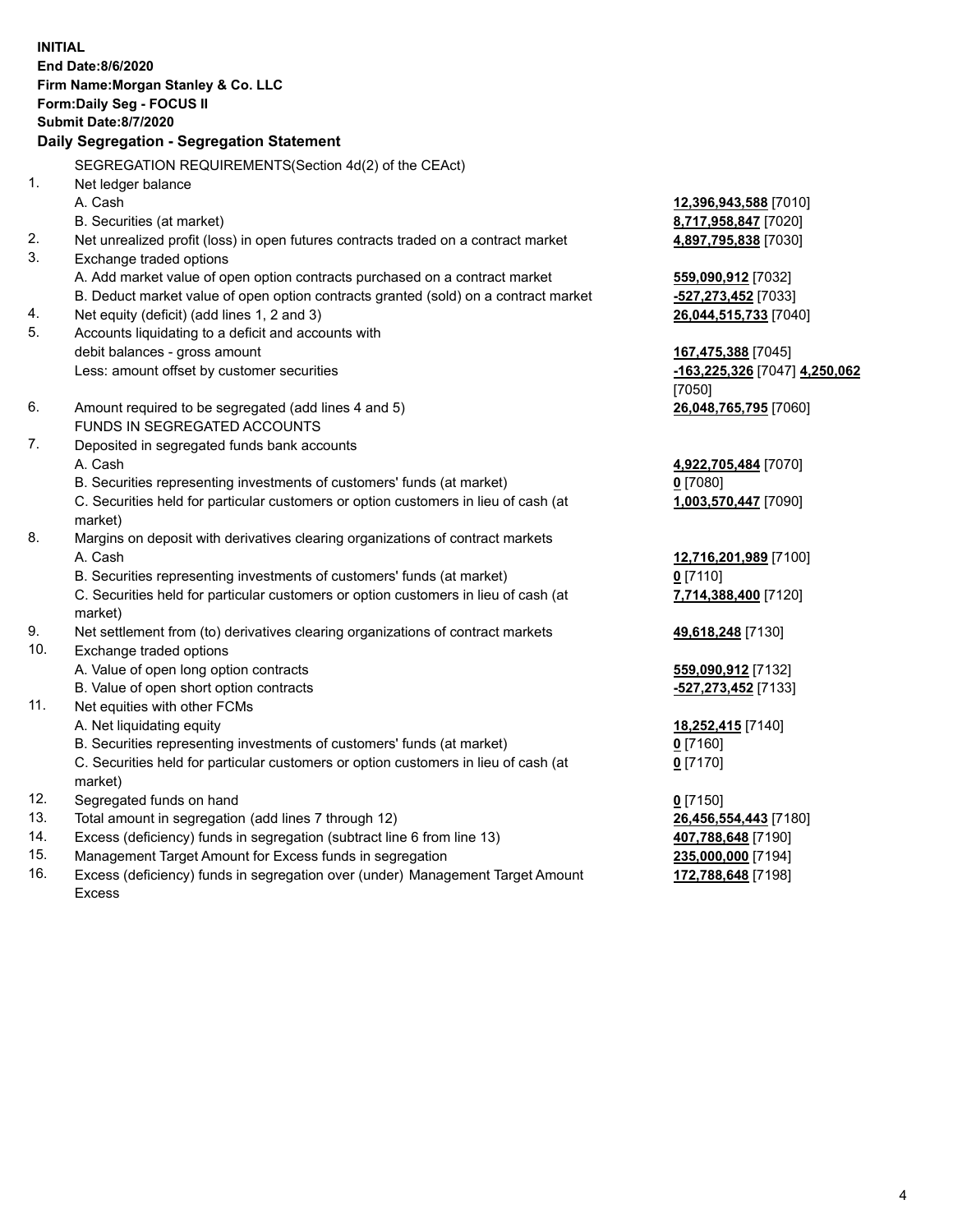**INITIAL**
**End Date:8/6/2020**
**Firm Name:Morgan Stanley & Co. LLC**
**Form:Daily Seg - FOCUS II**
**Submit Date:8/7/2020**

**Daily Segregation - Segregation Statement**

SEGREGATION REQUIREMENTS(Section 4d(2) of the CEAct)

| | | |
|---|---|---|
| 1. | Net ledger balance | |
| | A. Cash | **12,396,943,588** [7010] |
| | B. Securities (at market) | **8,717,958,847** [7020] |
| 2. | Net unrealized profit (loss) in open futures contracts traded on a contract market | **4,897,795,838** [7030] |
| 3. | Exchange traded options | |
| | A. Add market value of open option contracts purchased on a contract market | **559,090,912** [7032] |
| | B. Deduct market value of open option contracts granted (sold) on a contract market | **-527,273,452** [7033] |
| 4. | Net equity (deficit) (add lines 1, 2 and 3) | **26,044,515,733** [7040] |
| 5. | Accounts liquidating to a deficit and accounts with debit balances - gross amount | **167,475,388** [7045] |
| | Less: amount offset by customer securities | **-163,225,326** [7047] **4,250,062** [7050] |
| 6. | Amount required to be segregated (add lines 4 and 5) | **26,048,765,795** [7060] |
| | FUNDS IN SEGREGATED ACCOUNTS | |
| 7. | Deposited in segregated funds bank accounts | |
| | A. Cash | **4,922,705,484** [7070] |
| | B. Securities representing investments of customers' funds (at market) | **0** [7080] |
| | C. Securities held for particular customers or option customers in lieu of cash (at market) | **1,003,570,447** [7090] |
| 8. | Margins on deposit with derivatives clearing organizations of contract markets | |
| | A. Cash | **12,716,201,989** [7100] |
| | B. Securities representing investments of customers' funds (at market) | **0** [7110] |
| | C. Securities held for particular customers or option customers in lieu of cash (at market) | **7,714,388,400** [7120] |
| 9. | Net settlement from (to) derivatives clearing organizations of contract markets | **49,618,248** [7130] |
| 10. | Exchange traded options | |
| | A. Value of open long option contracts | **559,090,912** [7132] |
| | B. Value of open short option contracts | **-527,273,452** [7133] |
| 11. | Net equities with other FCMs | |
| | A. Net liquidating equity | **18,252,415** [7140] |
| | B. Securities representing investments of customers' funds (at market) | **0** [7160] |
| | C. Securities held for particular customers or option customers in lieu of cash (at market) | **0** [7170] |
| 12. | Segregated funds on hand | **0** [7150] |
| 13. | Total amount in segregation (add lines 7 through 12) | **26,456,554,443** [7180] |
| 14. | Excess (deficiency) funds in segregation (subtract line 6 from line 13) | **407,788,648** [7190] |
| 15. | Management Target Amount for Excess funds in segregation | **235,000,000** [7194] |
| 16. | Excess (deficiency) funds in segregation over (under) Management Target Amount Excess | **172,788,648** [7198] |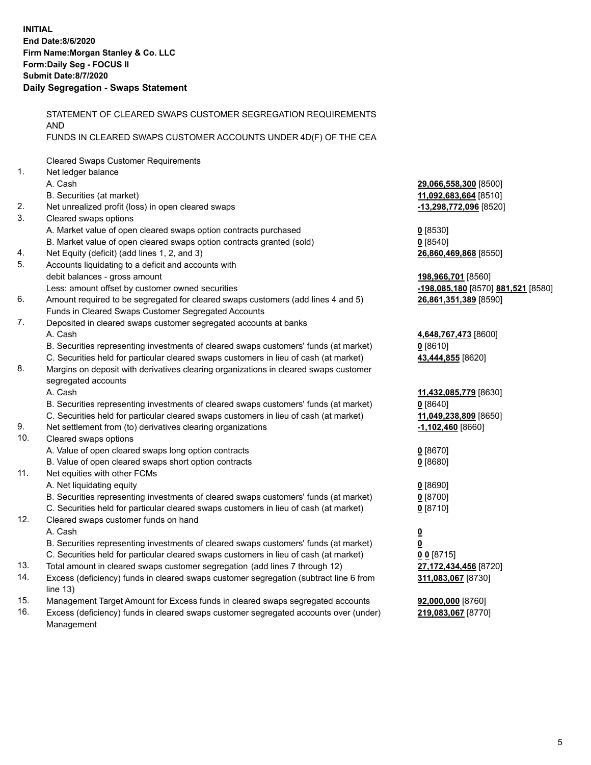**INITIAL**
**End Date:8/6/2020**
**Firm Name:Morgan Stanley & Co. LLC**
**Form:Daily Seg - FOCUS II**
**Submit Date:8/7/2020**
**Daily Segregation - Swaps Statement**

STATEMENT OF CLEARED SWAPS CUSTOMER SEGREGATION REQUIREMENTS AND FUNDS IN CLEARED SWAPS CUSTOMER ACCOUNTS UNDER 4D(F) OF THE CEA

| | | |
|---|---|---|
| | Cleared Swaps Customer Requirements | |
| 1. | Net ledger balance | |
| | A. Cash | **29,066,558,300** [8500] |
| | B. Securities (at market) | **11,092,683,664** [8510] |
| 2. | Net unrealized profit (loss) in open cleared swaps | **-13,298,772,096** [8520] |
| 3. | Cleared swaps options | |
| | A. Market value of open cleared swaps option contracts purchased | **0** [8530] |
| | B. Market value of open cleared swaps option contracts granted (sold) | **0** [8540] |
| 4. | Net Equity (deficit) (add lines 1, 2, and 3) | **26,860,469,868** [8550] |
| 5. | Accounts liquidating to a deficit and accounts with debit balances - gross amount | **198,966,701** [8560] |
| | Less: amount offset by customer owned securities | **-198,085,180** [8570] **881,521** [8580] |
| 6. | Amount required to be segregated for cleared swaps customers (add lines 4 and 5) | **26,861,351,389** [8590] |
| | Funds in Cleared Swaps Customer Segregated Accounts | |
| 7. | Deposited in cleared swaps customer segregated accounts at banks | |
| | A. Cash | **4,648,767,473** [8600] |
| | B. Securities representing investments of cleared swaps customers' funds (at market) | **0** [8610] |
| | C. Securities held for particular cleared swaps customers in lieu of cash (at market) | **43,444,855** [8620] |
| 8. | Margins on deposit with derivatives clearing organizations in cleared swaps customer segregated accounts | |
| | A. Cash | **11,432,085,779** [8630] |
| | B. Securities representing investments of cleared swaps customers' funds (at market) | **0** [8640] |
| | C. Securities held for particular cleared swaps customers in lieu of cash (at market) | **11,049,238,809** [8650] |
| 9. | Net settlement from (to) derivatives clearing organizations | **-1,102,460** [8660] |
| 10. | Cleared swaps options | |
| | A. Value of open cleared swaps long option contracts | **0** [8670] |
| | B. Value of open cleared swaps short option contracts | **0** [8680] |
| 11. | Net equities with other FCMs | |
| | A. Net liquidating equity | **0** [8690] |
| | B. Securities representing investments of cleared swaps customers' funds (at market) | **0** [8700] |
| | C. Securities held for particular cleared swaps customers in lieu of cash (at market) | **0** [8710] |
| 12. | Cleared swaps customer funds on hand | |
| | A. Cash | **0** |
| | B. Securities representing investments of cleared swaps customers' funds (at market) | **0** |
| | C. Securities held for particular cleared swaps customers in lieu of cash (at market) | **0** **0** [8715] |
| 13. | Total amount in cleared swaps customer segregation (add lines 7 through 12) | **27,172,434,456** [8720] |
| 14. | Excess (deficiency) funds in cleared swaps customer segregation (subtract line 6 from line 13) | **311,083,067** [8730] |
| 15. | Management Target Amount for Excess funds in cleared swaps segregated accounts | **92,000,000** [8760] |
| 16. | Excess (deficiency) funds in cleared swaps customer segregated accounts over (under) Management | **219,083,067** [8770] |